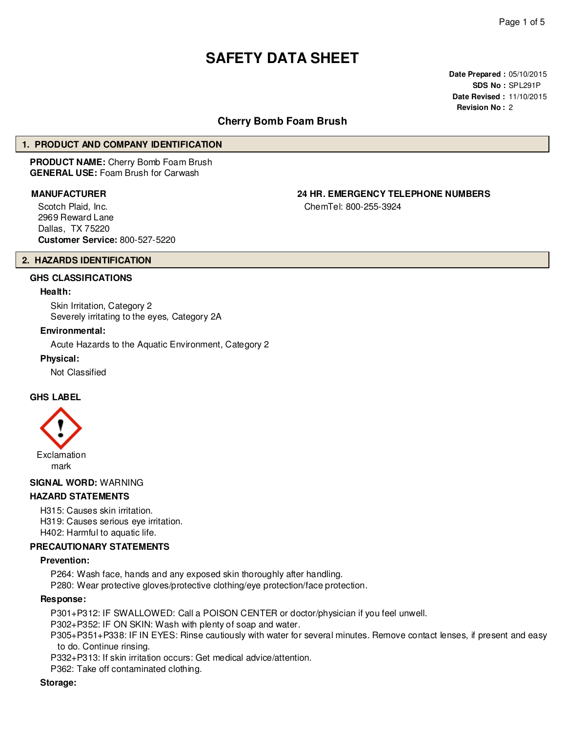# SAFETY DATA SHEET

**Date Prepared :** 05/10/2015
**SDS No :** SPL291P
**Date Revised :** 11/10/2015
**Revision No :** 2

## Cherry Bomb Foam Brush

## 1. PRODUCT AND COMPANY IDENTIFICATION

**PRODUCT NAME:** Cherry Bomb Foam Brush
**GENERAL USE:** Foam Brush for Carwash

**MANUFACTURER**

Scotch Plaid, Inc.
2969 Reward Lane
Dallas, TX 75220
**Customer Service:** 800-527-5220

**24 HR. EMERGENCY TELEPHONE NUMBERS**

ChemTel: 800-255-3924

## 2. HAZARDS IDENTIFICATION

### GHS CLASSIFICATIONS

**Health:**

Skin Irritation, Category 2
Severely irritating to the eyes, Category 2A

**Environmental:**

Acute Hazards to the Aquatic Environment, Category 2

**Physical:**

Not Classified

### GHS LABEL

Exclamation mark

**SIGNAL WORD:** WARNING

### HAZARD STATEMENTS

H315: Causes skin irritation.
H319: Causes serious eye irritation.
H402: Harmful to aquatic life.

### PRECAUTIONARY STATEMENTS

**Prevention:**

P264: Wash face, hands and any exposed skin thoroughly after handling.
P280: Wear protective gloves/protective clothing/eye protection/face protection.

**Response:**

P301+P312: IF SWALLOWED: Call a POISON CENTER or doctor/physician if you feel unwell.
P302+P352: IF ON SKIN: Wash with plenty of soap and water.
P305+P351+P338: IF IN EYES: Rinse cautiously with water for several minutes. Remove contact lenses, if present and easy to do. Continue rinsing.
P332+P313: If skin irritation occurs: Get medical advice/attention.
P362: Take off contaminated clothing.

**Storage:**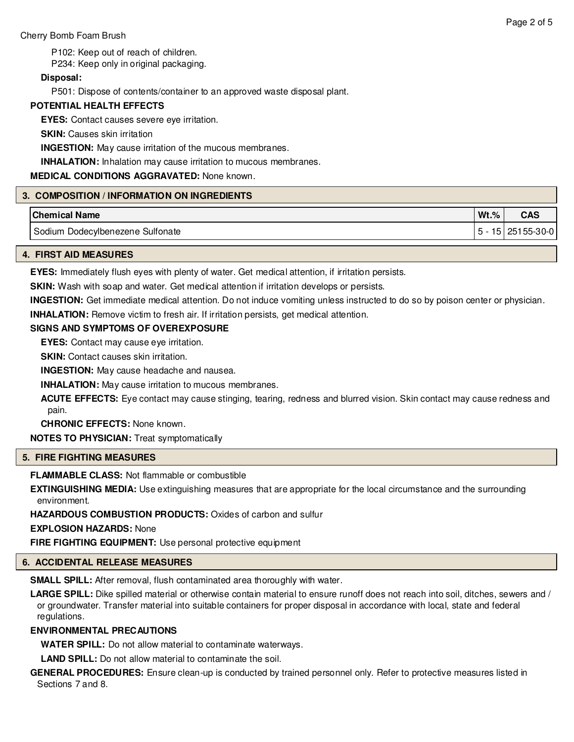P102: Keep out of reach of children.
P234: Keep only in original packaging.

**Disposal:**

P501: Dispose of contents/container to an approved waste disposal plant.

**POTENTIAL HEALTH EFFECTS**

**EYES:** Contact causes severe eye irritation.

**SKIN:** Causes skin irritation

**INGESTION:** May cause irritation of the mucous membranes.

**INHALATION:** Inhalation may cause irritation to mucous membranes.

**MEDICAL CONDITIONS AGGRAVATED:** None known.

## 3. COMPOSITION / INFORMATION ON INGREDIENTS

| Chemical Name | Wt.% | CAS |
|---|---|---|
| Sodium Dodecylbenezene Sulfonate | 5 - 15 | 25155-30-0 |

## 4. FIRST AID MEASURES

**EYES:** Immediately flush eyes with plenty of water. Get medical attention, if irritation persists.

**SKIN:** Wash with soap and water. Get medical attention if irritation develops or persists.

**INGESTION:** Get immediate medical attention. Do not induce vomiting unless instructed to do so by poison center or physician.

**INHALATION:** Remove victim to fresh air. If irritation persists, get medical attention.

**SIGNS AND SYMPTOMS OF OVEREXPOSURE**

**EYES:** Contact may cause eye irritation.

**SKIN:** Contact causes skin irritation.

**INGESTION:** May cause headache and nausea.

**INHALATION:** May cause irritation to mucous membranes.

**ACUTE EFFECTS:** Eye contact may cause stinging, tearing, redness and blurred vision. Skin contact may cause redness and pain.

**CHRONIC EFFECTS:** None known.

**NOTES TO PHYSICIAN:** Treat symptomatically

## 5. FIRE FIGHTING MEASURES

**FLAMMABLE CLASS:** Not flammable or combustible

**EXTINGUISHING MEDIA:** Use extinguishing measures that are appropriate for the local circumstance and the surrounding environment.

**HAZARDOUS COMBUSTION PRODUCTS:** Oxides of carbon and sulfur

**EXPLOSION HAZARDS:** None

**FIRE FIGHTING EQUIPMENT:** Use personal protective equipment

## 6. ACCIDENTAL RELEASE MEASURES

**SMALL SPILL:** After removal, flush contaminated area thoroughly with water.

**LARGE SPILL:** Dike spilled material or otherwise contain material to ensure runoff does not reach into soil, ditches, sewers and / or groundwater. Transfer material into suitable containers for proper disposal in accordance with local, state and federal regulations.

**ENVIRONMENTAL PRECAUTIONS**

**WATER SPILL:** Do not allow material to contaminate waterways.

**LAND SPILL:** Do not allow material to contaminate the soil.

**GENERAL PROCEDURES:** Ensure clean-up is conducted by trained personnel only. Refer to protective measures listed in Sections 7 and 8.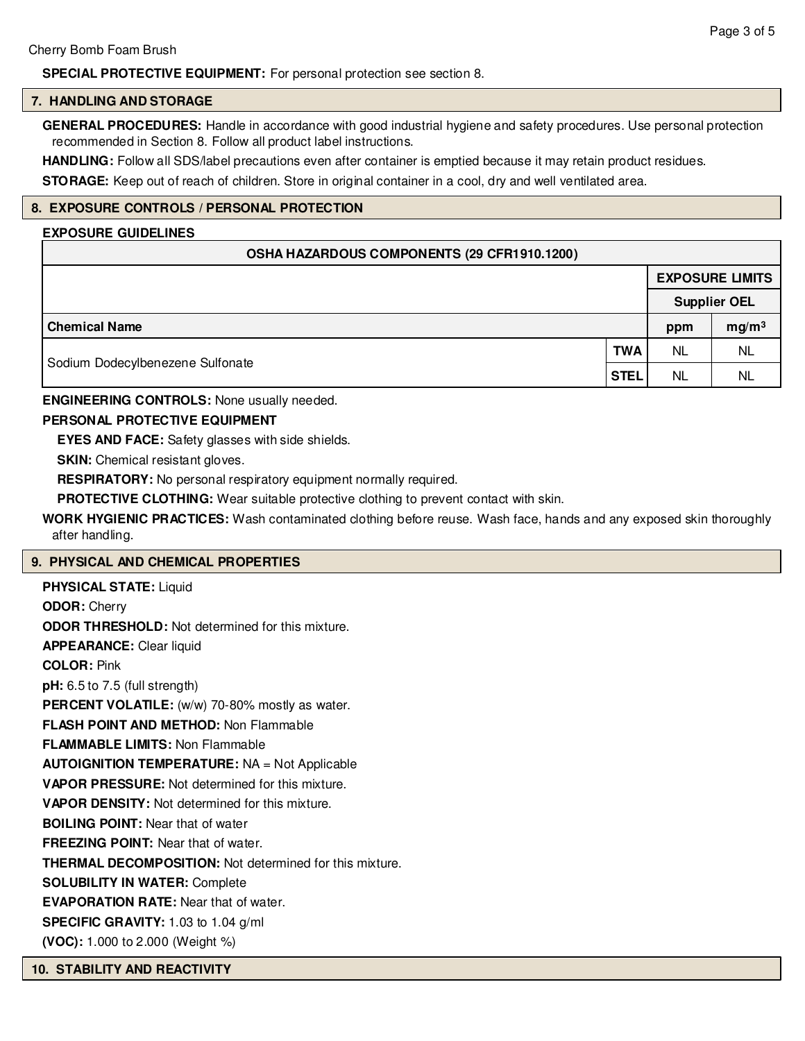**SPECIAL PROTECTIVE EQUIPMENT:** For personal protection see section 8.

## 7. HANDLING AND STORAGE

**GENERAL PROCEDURES:** Handle in accordance with good industrial hygiene and safety procedures. Use personal protection recommended in Section 8. Follow all product label instructions.

**HANDLING:** Follow all SDS/label precautions even after container is emptied because it may retain product residues.

**STORAGE:** Keep out of reach of children. Store in original container in a cool, dry and well ventilated area.

## 8. EXPOSURE CONTROLS / PERSONAL PROTECTION

**EXPOSURE GUIDELINES**

| OSHA HAZARDOUS COMPONENTS (29 CFR1910.1200) | | | |
|---|---|---|---|
| | | EXPOSURE LIMITS | |
| | | Supplier OEL | |
| **Chemical Name** | | **ppm** | **mg/m$^3$** |
| Sodium Dodecylbenezene Sulfonate | **TWA** | NL | NL |
| | **STEL** | NL | NL |

**ENGINEERING CONTROLS:** None usually needed.

**PERSONAL PROTECTIVE EQUIPMENT**

**EYES AND FACE:** Safety glasses with side shields.

**SKIN:** Chemical resistant gloves.

**RESPIRATORY:** No personal respiratory equipment normally required.

**PROTECTIVE CLOTHING:** Wear suitable protective clothing to prevent contact with skin.

**WORK HYGIENIC PRACTICES:** Wash contaminated clothing before reuse. Wash face, hands and any exposed skin thoroughly after handling.

## 9. PHYSICAL AND CHEMICAL PROPERTIES

**PHYSICAL STATE:** Liquid

**ODOR:** Cherry

**ODOR THRESHOLD:** Not determined for this mixture.

**APPEARANCE:** Clear liquid

**COLOR:** Pink

**pH:** 6.5 to 7.5 (full strength)

**PERCENT VOLATILE:** (w/w) 70-80% mostly as water.

**FLASH POINT AND METHOD:** Non Flammable

**FLAMMABLE LIMITS:** Non Flammable

**AUTOIGNITION TEMPERATURE:** NA = Not Applicable

**VAPOR PRESSURE:** Not determined for this mixture.

**VAPOR DENSITY:** Not determined for this mixture.

**BOILING POINT:** Near that of water

**FREEZING POINT:** Near that of water.

**THERMAL DECOMPOSITION:** Not determined for this mixture.

**SOLUBILITY IN WATER:** Complete

**EVAPORATION RATE:** Near that of water.

**SPECIFIC GRAVITY:** 1.03 to 1.04 g/ml

**(VOC):** 1.000 to 2.000 (Weight %)

## 10. STABILITY AND REACTIVITY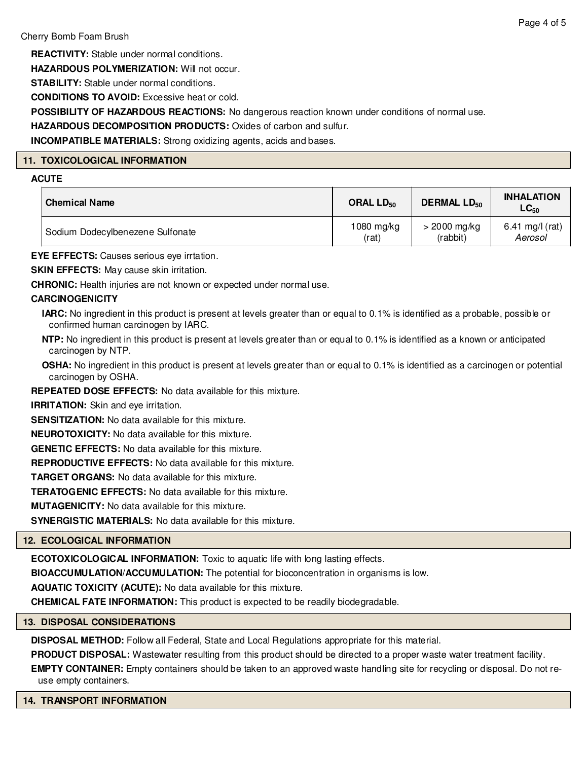**REACTIVITY:** Stable under normal conditions.

**HAZARDOUS POLYMERIZATION:** Will not occur.

**STABILITY:** Stable under normal conditions.

**CONDITIONS TO AVOID:** Excessive heat or cold.

**POSSIBILITY OF HAZARDOUS REACTIONS:** No dangerous reaction known under conditions of normal use.

**HAZARDOUS DECOMPOSITION PRODUCTS:** Oxides of carbon and sulfur.

**INCOMPATIBLE MATERIALS:** Strong oxidizing agents, acids and bases.

## 11. TOXICOLOGICAL INFORMATION

**ACUTE**

| Chemical Name | ORAL $LD_{50}$ | DERMAL $LD_{50}$ | INHALATION $LC_{50}$ |
|---|---|---|---|
| Sodium Dodecylbenezene Sulfonate | 1080 mg/kg (rat) | > 2000 mg/kg (rabbit) | 6.41 mg/l (rat) *Aerosol* |

**EYE EFFECTS:** Causes serious eye irrtation.

**SKIN EFFECTS:** May cause skin irritation.

**CHRONIC:** Health injuries are not known or expected under normal use.

**CARCINOGENICITY**

**IARC:** No ingredient in this product is present at levels greater than or equal to 0.1% is identified as a probable, possible or confirmed human carcinogen by IARC.

**NTP:** No ingredient in this product is present at levels greater than or equal to 0.1% is identified as a known or anticipated carcinogen by NTP.

**OSHA:** No ingredient in this product is present at levels greater than or equal to 0.1% is identified as a carcinogen or potential carcinogen by OSHA.

**REPEATED DOSE EFFECTS:** No data available for this mixture.

**IRRITATION:** Skin and eye irritation.

**SENSITIZATION:** No data available for this mixture.

**NEUROTOXICITY:** No data available for this mixture.

**GENETIC EFFECTS:** No data available for this mixture.

**REPRODUCTIVE EFFECTS:** No data available for this mixture.

**TARGET ORGANS:** No data available for this mixture.

**TERATOGENIC EFFECTS:** No data available for this mixture.

**MUTAGENICITY:** No data available for this mixture.

**SYNERGISTIC MATERIALS:** No data available for this mixture.

## 12. ECOLOGICAL INFORMATION

**ECOTOXICOLOGICAL INFORMATION:** Toxic to aquatic life with long lasting effects.

**BIOACCUMULATION/ACCUMULATION:** The potential for bioconcentration in organisms is low.

**AQUATIC TOXICITY (ACUTE):** No data available for this mixture.

**CHEMICAL FATE INFORMATION:** This product is expected to be readily biodegradable.

## 13. DISPOSAL CONSIDERATIONS

**DISPOSAL METHOD:** Follow all Federal, State and Local Regulations appropriate for this material.

**PRODUCT DISPOSAL:** Wastewater resulting from this product should be directed to a proper waste water treatment facility.

**EMPTY CONTAINER:** Empty containers should be taken to an approved waste handling site for recycling or disposal. Do not re-use empty containers.

## 14. TRANSPORT INFORMATION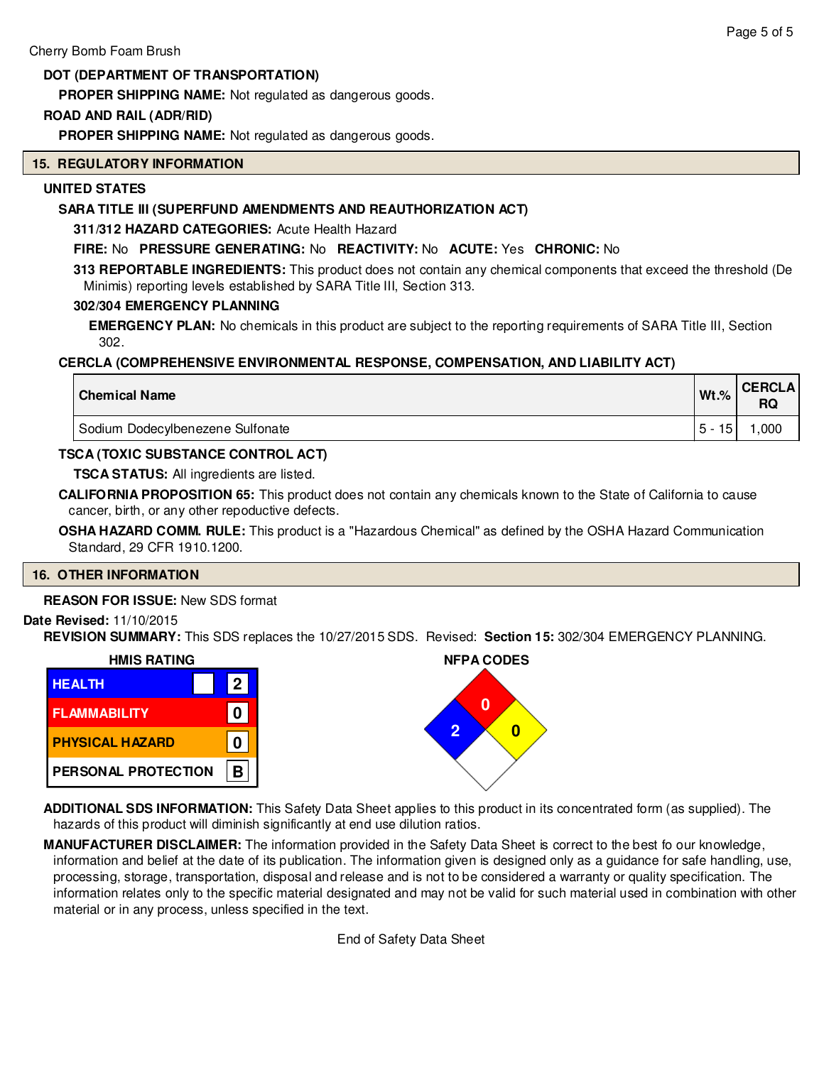Cherry Bomb Foam Brush

**DOT (DEPARTMENT OF TRANSPORTATION)**

**PROPER SHIPPING NAME:** Not regulated as dangerous goods.

**ROAD AND RAIL (ADR/RID)**

**PROPER SHIPPING NAME:** Not regulated as dangerous goods.

## 15. REGULATORY INFORMATION

**UNITED STATES**

**SARA TITLE III (SUPERFUND AMENDMENTS AND REAUTHORIZATION ACT)**

**311/312 HAZARD CATEGORIES:** Acute Health Hazard

**FIRE:** No **PRESSURE GENERATING:** No **REACTIVITY:** No **ACUTE:** Yes **CHRONIC:** No

**313 REPORTABLE INGREDIENTS:** This product does not contain any chemical components that exceed the threshold (De Minimis) reporting levels established by SARA Title III, Section 313.

**302/304 EMERGENCY PLANNING**

**EMERGENCY PLAN:** No chemicals in this product are subject to the reporting requirements of SARA Title III, Section 302.

**CERCLA (COMPREHENSIVE ENVIRONMENTAL RESPONSE, COMPENSATION, AND LIABILITY ACT)**

| Chemical Name | Wt.% | CERCLA RQ |
|---|---|---|
| Sodium Dodecylbenezene Sulfonate | 5 - 15 | 1,000 |

**TSCA (TOXIC SUBSTANCE CONTROL ACT)**

**TSCA STATUS:** All ingredients are listed.

**CALIFORNIA PROPOSITION 65:** This product does not contain any chemicals known to the State of California to cause cancer, birth, or any other repoductive defects.

**OSHA HAZARD COMM. RULE:** This product is a "Hazardous Chemical" as defined by the OSHA Hazard Communication Standard, 29 CFR 1910.1200.

## 16. OTHER INFORMATION

**REASON FOR ISSUE:** New SDS format

**Date Revised:** 11/10/2015

**REVISION SUMMARY:** This SDS replaces the 10/27/2015 SDS. Revised: **Section 15:** 302/304 EMERGENCY PLANNING.

**HMIS RATING**

| | |
|---|---|
| HEALTH | 2 |
| FLAMMABILITY | 0 |
| PHYSICAL HAZARD | 0 |
| PERSONAL PROTECTION | B |

**NFPA CODES**

0

2

0

**ADDITIONAL SDS INFORMATION:** This Safety Data Sheet applies to this product in its concentrated form (as supplied). The hazards of this product will diminish significantly at end use dilution ratios.

**MANUFACTURER DISCLAIMER:** The information provided in the Safety Data Sheet is correct to the best fo our knowledge, information and belief at the date of its publication. The information given is designed only as a guidance for safe handling, use, processing, storage, transportation, disposal and release and is not to be considered a warranty or quality specification. The information relates only to the specific material designated and may not be valid for such material used in combination with other material or in any process, unless specified in the text.

End of Safety Data Sheet